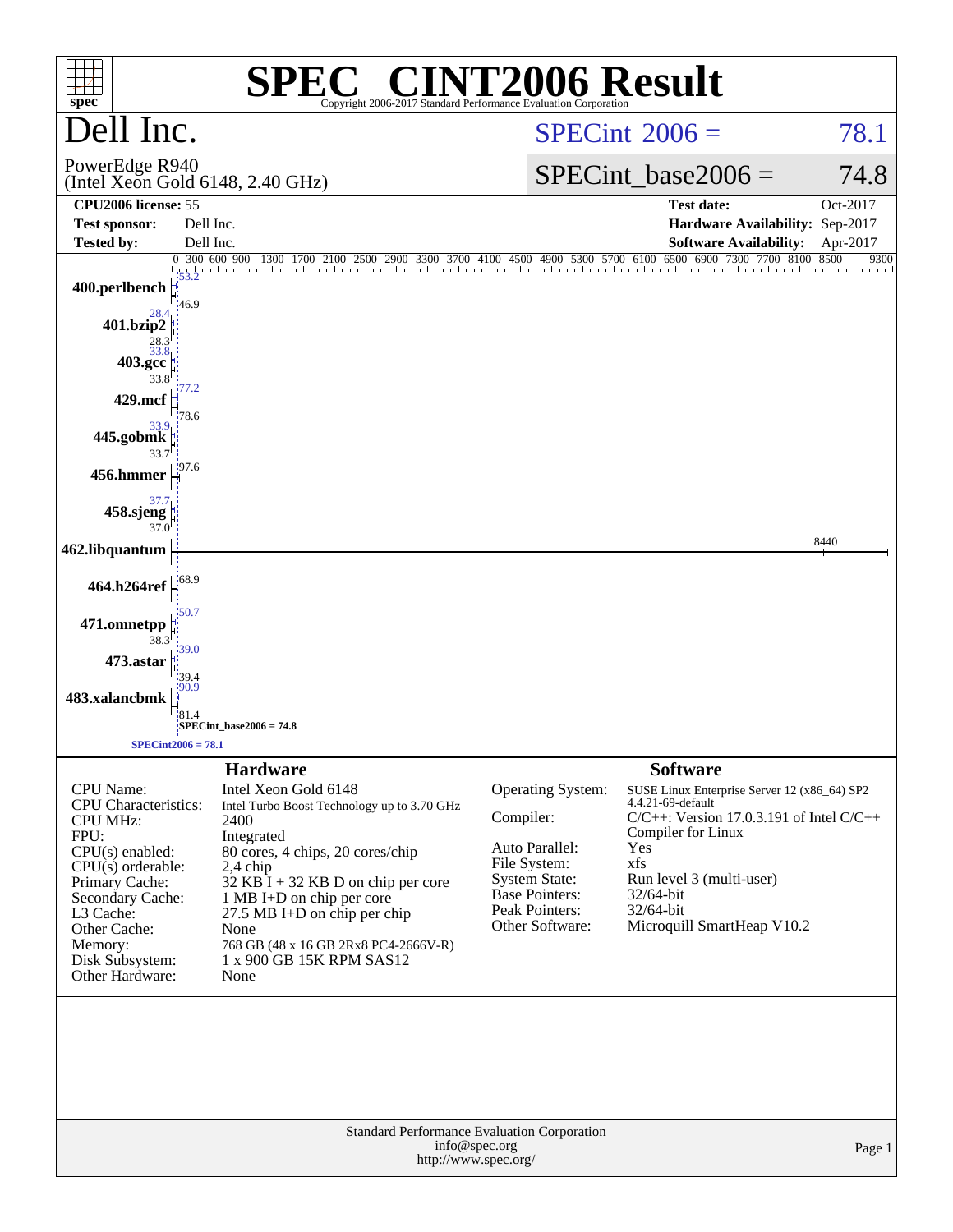# SPEC® CINT2006 Result

Copyright 2006-2017 Standard Performance Evaluation Corporation

## Dell Inc.

PowerEdge R940
(Intel Xeon Gold 6148, 2.40 GHz)

SPECint 2006 = 78.1

SPECint_base2006 = 74.8

| | | | |
|---|---|---|---|
| **CPU2006 license:** 55 | | **Test date:** | Oct-2017 |
| **Test sponsor:** | Dell Inc. | **Hardware Availability:** | Sep-2017 |
| **Tested by:** | Dell Inc. | **Software Availability:** | Apr-2017 |

| Benchmark | Peak | Base |
|---|---|---|
| 400.perlbench | 53.2 | 46.9 |
| 401.bzip2 | 28.4 | 28.3 |
| 403.gcc | 33.8 | 33.8 |
| 429.mcf | 77.2 | 78.6 |
| 445.gobmk | 33.9 | 33.7 |
| 456.hmmer | 97.6 | |
| 458.sjeng | 37.7 | 37.0 |
| 462.libquantum | 8440 | |
| 464.h264ref | 68.9 | |
| 471.omnetpp | 50.7 | 38.3 |
| 473.astar | 39.0 | 39.4 |
| 483.xalancbmk | 90.9 | 81.4 |

SPECint_base2006 = 74.8

SPECint2006 = 78.1

### Hardware

| | |
|---|---|
| CPU Name: | Intel Xeon Gold 6148 |
| CPU Characteristics: | Intel Turbo Boost Technology up to 3.70 GHz |
| CPU MHz: | 2400 |
| FPU: | Integrated |
| CPU(s) enabled: | 80 cores, 4 chips, 20 cores/chip |
| CPU(s) orderable: | 2,4 chip |
| Primary Cache: | 32 KB I + 32 KB D on chip per core |
| Secondary Cache: | 1 MB I+D on chip per core |
| L3 Cache: | 27.5 MB I+D on chip per chip |
| Other Cache: | None |
| Memory: | 768 GB (48 x 16 GB 2Rx8 PC4-2666V-R) |
| Disk Subsystem: | 1 x 900 GB 15K RPM SAS12 |
| Other Hardware: | None |

### Software

| | |
|---|---|
| Operating System: | SUSE Linux Enterprise Server 12 (x86_64) SP2 4.4.21-69-default |
| Compiler: | C/C++: Version 17.0.3.191 of Intel C/C++ Compiler for Linux |
| Auto Parallel: | Yes |
| File System: | xfs |
| System State: | Run level 3 (multi-user) |
| Base Pointers: | 32/64-bit |
| Peak Pointers: | 32/64-bit |
| Other Software: | Microquill SmartHeap V10.2 |

Standard Performance Evaluation Corporation
info@spec.org
http://www.spec.org/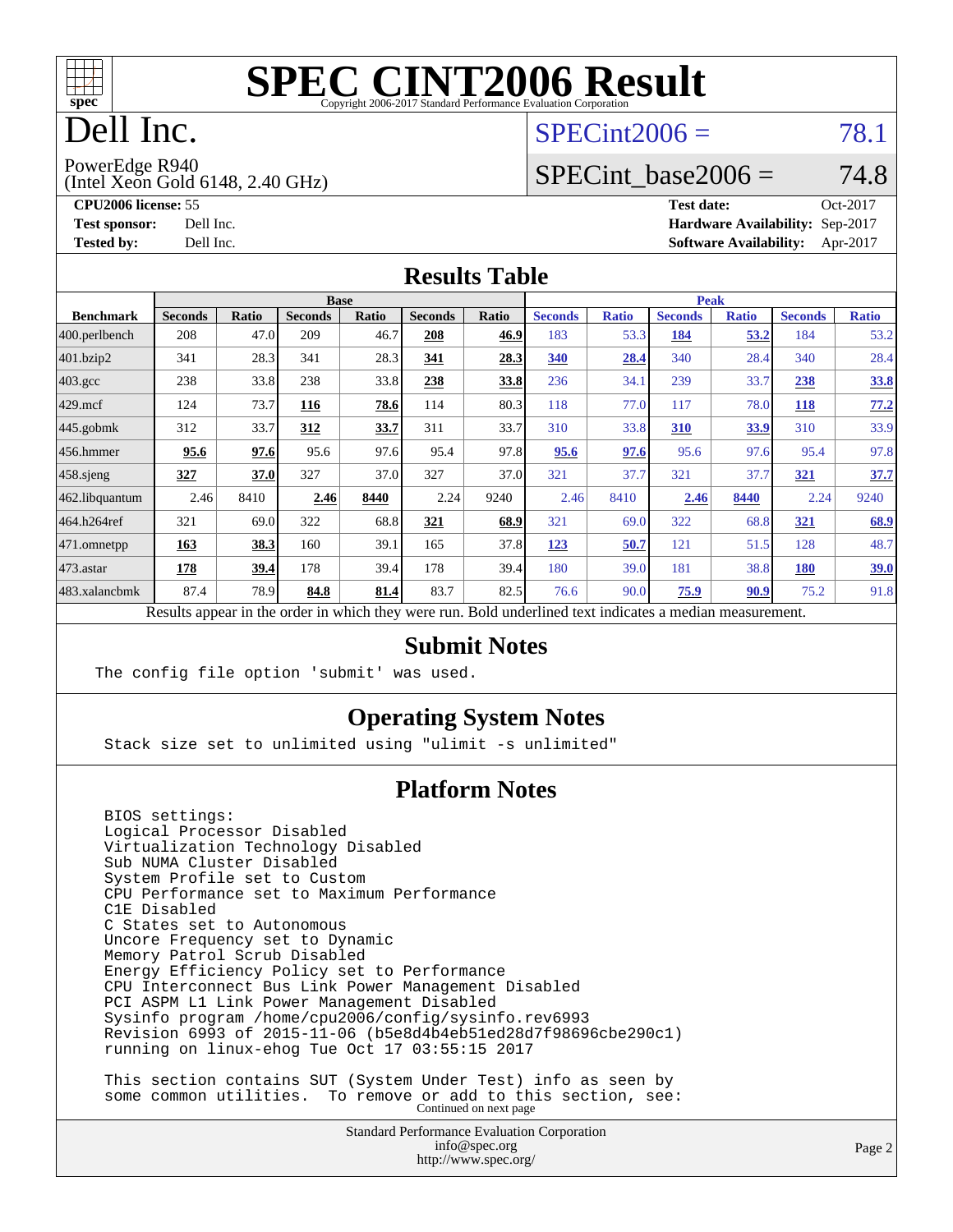# SPEC CINT2006 Result

Copyright 2006-2017 Standard Performance Evaluation Corporation

# Dell Inc.

PowerEdge R940
(Intel Xeon Gold 6148, 2.40 GHz)

SPECint2006 = 78.1

SPECint_base2006 = 74.8

**CPU2006 license:** 55
**Test sponsor:** Dell Inc.
**Tested by:** Dell Inc.

**Test date:** Oct-2017
**Hardware Availability:** Sep-2017
**Software Availability:** Apr-2017

## Results Table

| Benchmark | Base | | | | | | Peak | | | | | |
|---|---|---|---|---|---|---|---|---|---|---|---|---|
| | Seconds | Ratio | Seconds | Ratio | Seconds | Ratio | Seconds | Ratio | Seconds | Ratio | Seconds | Ratio |
| 400.perlbench | 208 | 47.0 | 209 | 46.7 | **208** | **46.9** | 183 | 53.3 | **184** | **53.2** | 184 | 53.2 |
| 401.bzip2 | 341 | 28.3 | 341 | 28.3 | **341** | **28.3** | **340** | **28.4** | 340 | 28.4 | 340 | 28.4 |
| 403.gcc | 238 | 33.8 | 238 | 33.8 | **238** | **33.8** | 236 | 34.1 | 239 | 33.7 | **238** | **33.8** |
| 429.mcf | 124 | 73.7 | **116** | **78.6** | 114 | 80.3 | 118 | 77.0 | 117 | 78.0 | **118** | **77.2** |
| 445.gobmk | 312 | 33.7 | **312** | **33.7** | 311 | 33.7 | 310 | 33.8 | **310** | **33.9** | 310 | 33.9 |
| 456.hmmer | **95.6** | **97.6** | 95.6 | 97.6 | 95.4 | 97.8 | **95.6** | **97.6** | 95.6 | 97.6 | 95.4 | 97.8 |
| 458.sjeng | **327** | **37.0** | 327 | 37.0 | 327 | 37.0 | 321 | 37.7 | 321 | 37.7 | **321** | **37.7** |
| 462.libquantum | 2.46 | 8410 | **2.46** | **8440** | 2.24 | 9240 | 2.46 | 8410 | **2.46** | **8440** | 2.24 | 9240 |
| 464.h264ref | 321 | 69.0 | 322 | 68.8 | **321** | **68.9** | 321 | 69.0 | 322 | 68.8 | **321** | **68.9** |
| 471.omnetpp | **163** | **38.3** | 160 | 39.1 | 165 | 37.8 | **123** | **50.7** | 121 | 51.5 | 128 | 48.7 |
| 473.astar | **178** | **39.4** | 178 | 39.4 | 178 | 39.4 | 180 | 39.0 | 181 | 38.8 | **180** | **39.0** |
| 483.xalancbmk | 87.4 | 78.9 | **84.8** | **81.4** | 83.7 | 82.5 | 76.6 | 90.0 | **75.9** | **90.9** | 75.2 | 91.8 |

Results appear in the order in which they were run. Bold underlined text indicates a median measurement.

## Submit Notes

```
The config file option 'submit' was used.
```

## Operating System Notes

```
Stack size set to unlimited using "ulimit -s unlimited"
```

## Platform Notes

```
BIOS settings:
Logical Processor Disabled
Virtualization Technology Disabled
Sub NUMA Cluster Disabled
System Profile set to Custom
CPU Performance set to Maximum Performance
C1E Disabled
C States set to Autonomous
Uncore Frequency set to Dynamic
Memory Patrol Scrub Disabled
Energy Efficiency Policy set to Performance
CPU Interconnect Bus Link Power Management Disabled
PCI ASPM L1 Link Power Management Disabled
Sysinfo program /home/cpu2006/config/sysinfo.rev6993
Revision 6993 of 2015-11-06 (b5e8d4b4eb51ed28d7f98696cbe290c1)
running on linux-ehog Tue Oct 17 03:55:15 2017

This section contains SUT (System Under Test) info as seen by
some common utilities.  To remove or add to this section, see:
```

Continued on next page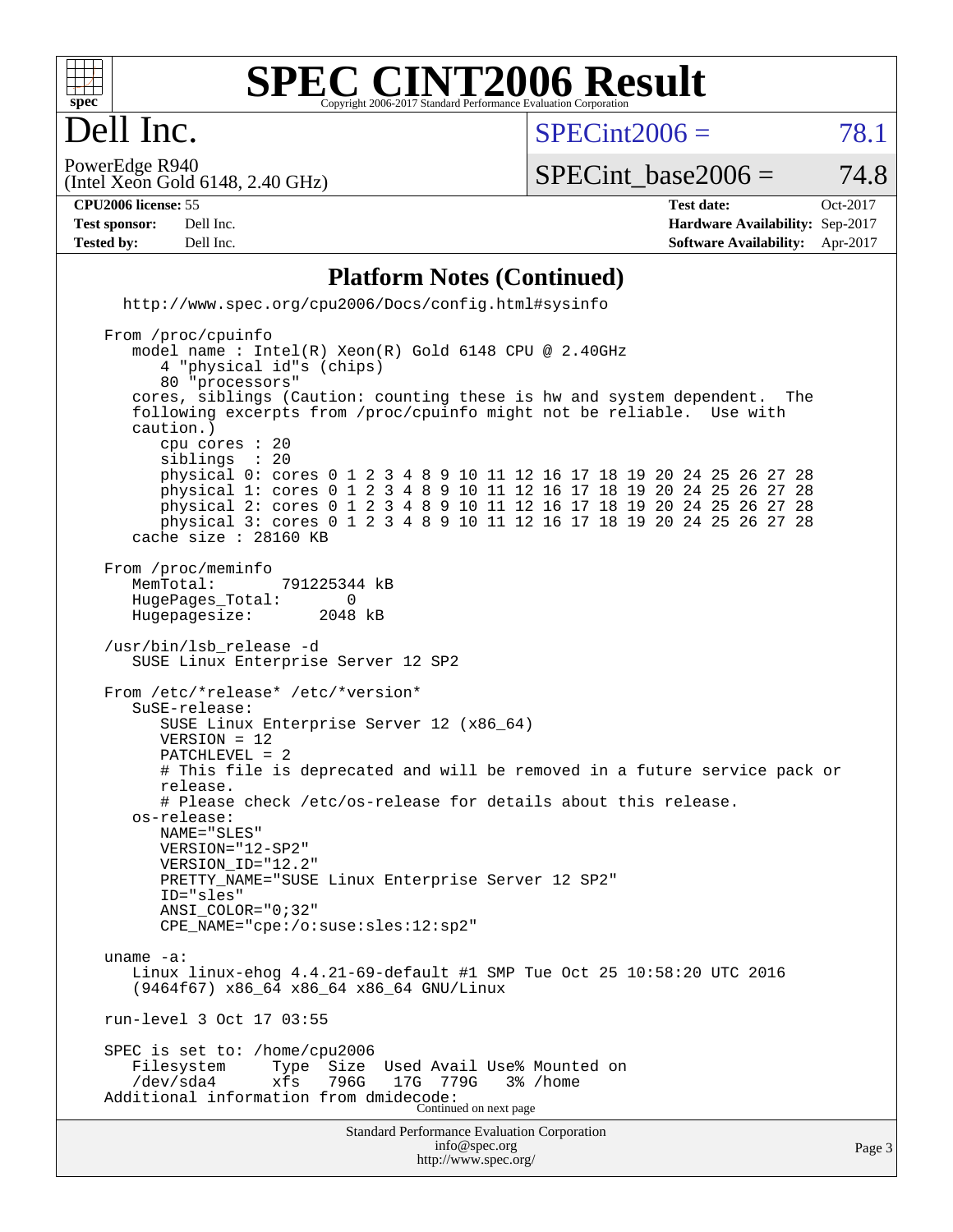# SPEC CINT2006 Result

Copyright 2006-2017 Standard Performance Evaluation Corporation

# Dell Inc.

PowerEdge R940
(Intel Xeon Gold 6148, 2.40 GHz)

SPECint2006 = 78.1

SPECint_base2006 = 74.8

**CPU2006 license:** 55
**Test sponsor:** Dell Inc.
**Tested by:** Dell Inc.

**Test date:** Oct-2017
**Hardware Availability:** Sep-2017
**Software Availability:** Apr-2017

## Platform Notes (Continued)

```
   http://www.spec.org/cpu2006/Docs/config.html#sysinfo

 From /proc/cpuinfo
    model name : Intel(R) Xeon(R) Gold 6148 CPU @ 2.40GHz
       4 "physical id"s (chips)
       80 "processors"
    cores, siblings (Caution: counting these is hw and system dependent.  The
    following excerpts from /proc/cpuinfo might not be reliable.  Use with
    caution.)
       cpu cores : 20
       siblings  : 20
       physical 0: cores 0 1 2 3 4 8 9 10 11 12 16 17 18 19 20 24 25 26 27 28
       physical 1: cores 0 1 2 3 4 8 9 10 11 12 16 17 18 19 20 24 25 26 27 28
       physical 2: cores 0 1 2 3 4 8 9 10 11 12 16 17 18 19 20 24 25 26 27 28
       physical 3: cores 0 1 2 3 4 8 9 10 11 12 16 17 18 19 20 24 25 26 27 28
    cache size : 28160 KB

 From /proc/meminfo
    MemTotal:       791225344 kB
    HugePages_Total:       0
    Hugepagesize:       2048 kB

 /usr/bin/lsb_release -d
    SUSE Linux Enterprise Server 12 SP2

 From /etc/*release* /etc/*version*
    SuSE-release:
       SUSE Linux Enterprise Server 12 (x86_64)
       VERSION = 12
       PATCHLEVEL = 2
       # This file is deprecated and will be removed in a future service pack or
       release.
       # Please check /etc/os-release for details about this release.
    os-release:
       NAME="SLES"
       VERSION="12-SP2"
       VERSION_ID="12.2"
       PRETTY_NAME="SUSE Linux Enterprise Server 12 SP2"
       ID="sles"
       ANSI_COLOR="0;32"
       CPE_NAME="cpe:/o:suse:sles:12:sp2"

 uname -a:
    Linux linux-ehog 4.4.21-69-default #1 SMP Tue Oct 25 10:58:20 UTC 2016
    (9464f67) x86_64 x86_64 x86_64 GNU/Linux

 run-level 3 Oct 17 03:55

 SPEC is set to: /home/cpu2006
    Filesystem     Type  Size  Used Avail Use% Mounted on
    /dev/sda4      xfs   796G   17G  779G   3% /home
 Additional information from dmidecode:
```

Continued on next page

Standard Performance Evaluation Corporation
info@spec.org
http://www.spec.org/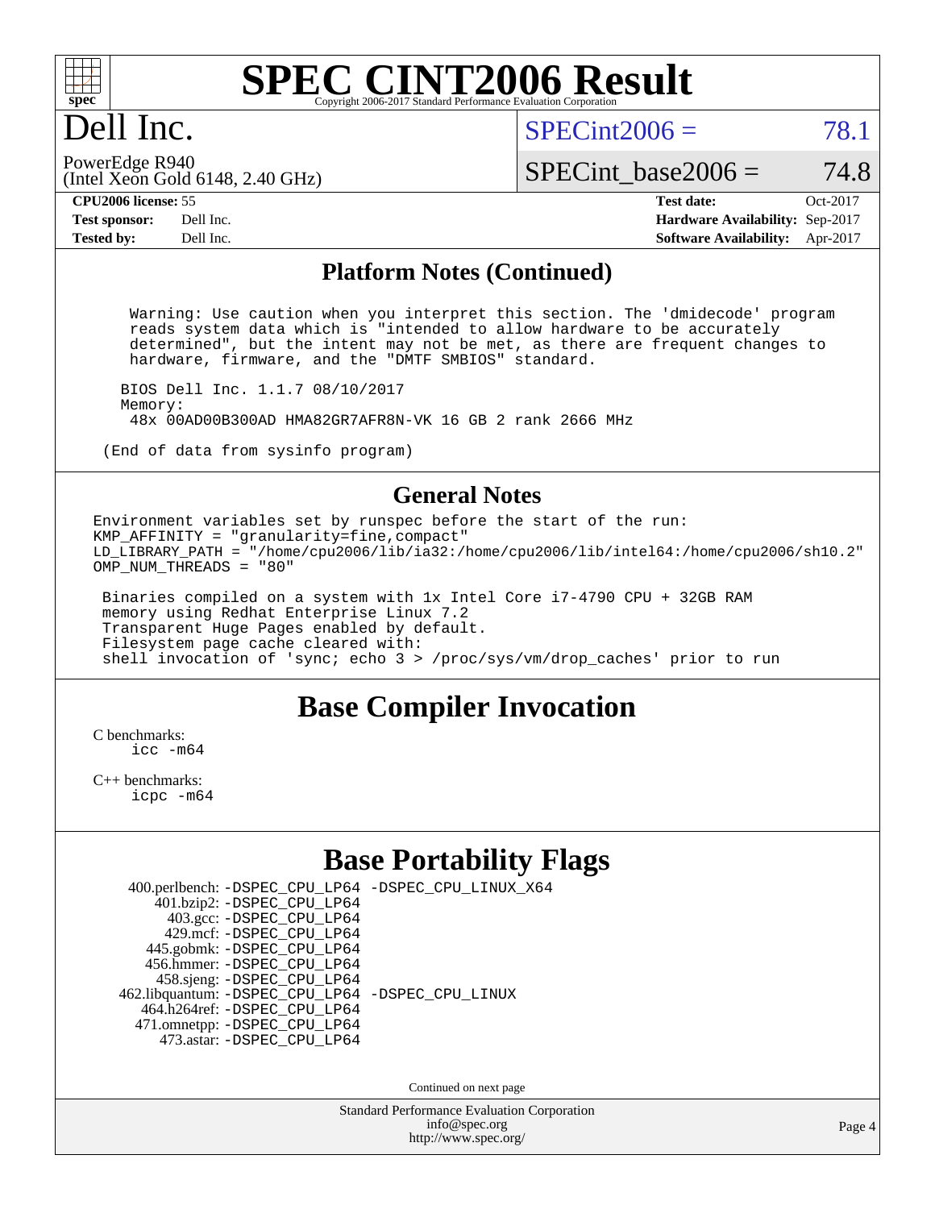# SPEC CINT2006 Result

Copyright 2006-2017 Standard Performance Evaluation Corporation

## Dell Inc.

PowerEdge R940
(Intel Xeon Gold 6148, 2.40 GHz)

SPECint2006 = 78.1

SPECint_base2006 = 74.8

**CPU2006 license:** 55
**Test sponsor:** Dell Inc.
**Tested by:** Dell Inc.

**Test date:** Oct-2017
**Hardware Availability:** Sep-2017
**Software Availability:** Apr-2017

## Platform Notes (Continued)

```
  Warning: Use caution when you interpret this section. The 'dmidecode' program
  reads system data which is "intended to allow hardware to be accurately
  determined", but the intent may not be met, as there are frequent changes to
  hardware, firmware, and the "DMTF SMBIOS" standard.

 BIOS Dell Inc. 1.1.7 08/10/2017
 Memory:
  48x 00AD00B300AD HMA82GR7AFR8N-VK 16 GB 2 rank 2666 MHz

(End of data from sysinfo program)
```

## General Notes

```
Environment variables set by runspec before the start of the run:
KMP_AFFINITY = "granularity=fine,compact"
LD_LIBRARY_PATH = "/home/cpu2006/lib/ia32:/home/cpu2006/lib/intel64:/home/cpu2006/sh10.2"
OMP_NUM_THREADS = "80"

 Binaries compiled on a system with 1x Intel Core i7-4790 CPU + 32GB RAM
 memory using Redhat Enterprise Linux 7.2
 Transparent Huge Pages enabled by default.
 Filesystem page cache cleared with:
 shell invocation of 'sync; echo 3 > /proc/sys/vm/drop_caches' prior to run
```

## Base Compiler Invocation

C benchmarks:
 icc -m64

C++ benchmarks:
 icpc -m64

## Base Portability Flags

| | |
|---|---|
| 400.perlbench: | -DSPEC_CPU_LP64 -DSPEC_CPU_LINUX_X64 |
| 401.bzip2: | -DSPEC_CPU_LP64 |
| 403.gcc: | -DSPEC_CPU_LP64 |
| 429.mcf: | -DSPEC_CPU_LP64 |
| 445.gobmk: | -DSPEC_CPU_LP64 |
| 456.hmmer: | -DSPEC_CPU_LP64 |
| 458.sjeng: | -DSPEC_CPU_LP64 |
| 462.libquantum: | -DSPEC_CPU_LP64 -DSPEC_CPU_LINUX |
| 464.h264ref: | -DSPEC_CPU_LP64 |
| 471.omnetpp: | -DSPEC_CPU_LP64 |
| 473.astar: | -DSPEC_CPU_LP64 |

Continued on next page

Standard Performance Evaluation Corporation
info@spec.org
http://www.spec.org/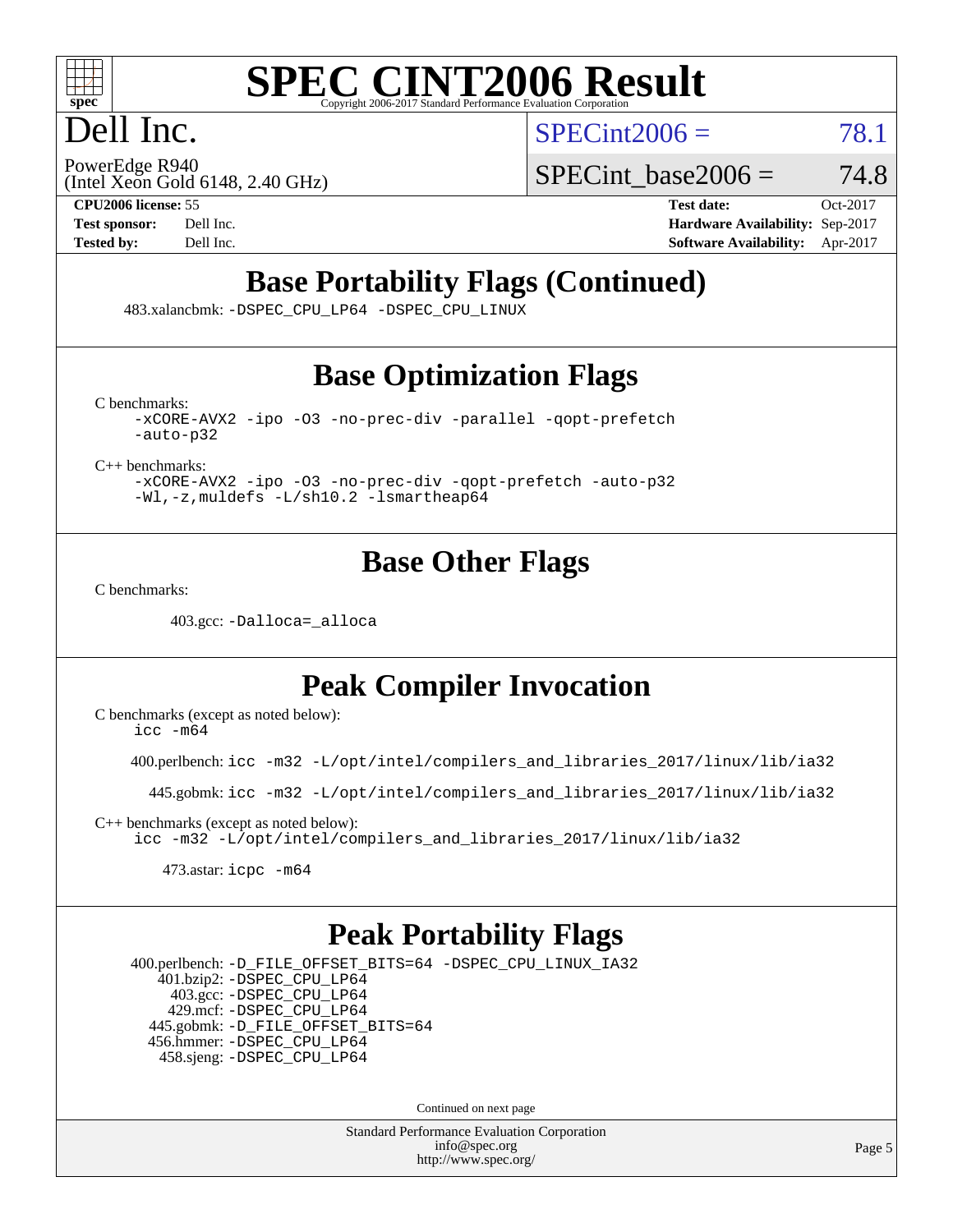# SPEC CINT2006 Result

Copyright 2006-2017 Standard Performance Evaluation Corporation

## Dell Inc.

PowerEdge R940
(Intel Xeon Gold 6148, 2.40 GHz)

SPECint2006 = 78.1

SPECint_base2006 = 74.8

| | | | |
|---|---|---|---|
| **CPU2006 license:** 55 | | **Test date:** | Oct-2017 |
| **Test sponsor:** | Dell Inc. | **Hardware Availability:** | Sep-2017 |
| **Tested by:** | Dell Inc. | **Software Availability:** | Apr-2017 |

## Base Portability Flags (Continued)

483.xalancbmk: -DSPEC_CPU_LP64 -DSPEC_CPU_LINUX

## Base Optimization Flags

C benchmarks:
-xCORE-AVX2 -ipo -O3 -no-prec-div -parallel -qopt-prefetch -auto-p32

C++ benchmarks:
-xCORE-AVX2 -ipo -O3 -no-prec-div -qopt-prefetch -auto-p32 -Wl,-z,muldefs -L/sh10.2 -lsmartheap64

## Base Other Flags

C benchmarks:

403.gcc: -Dalloca=_alloca

## Peak Compiler Invocation

C benchmarks (except as noted below):
icc -m64

400.perlbench: icc -m32 -L/opt/intel/compilers_and_libraries_2017/linux/lib/ia32

445.gobmk: icc -m32 -L/opt/intel/compilers_and_libraries_2017/linux/lib/ia32

C++ benchmarks (except as noted below):
icc -m32 -L/opt/intel/compilers_and_libraries_2017/linux/lib/ia32

473.astar: icpc -m64

## Peak Portability Flags

400.perlbench: -D_FILE_OFFSET_BITS=64 -DSPEC_CPU_LINUX_IA32
401.bzip2: -DSPEC_CPU_LP64
403.gcc: -DSPEC_CPU_LP64
429.mcf: -DSPEC_CPU_LP64
445.gobmk: -D_FILE_OFFSET_BITS=64
456.hmmer: -DSPEC_CPU_LP64
458.sjeng: -DSPEC_CPU_LP64

Continued on next page

Standard Performance Evaluation Corporation
info@spec.org
http://www.spec.org/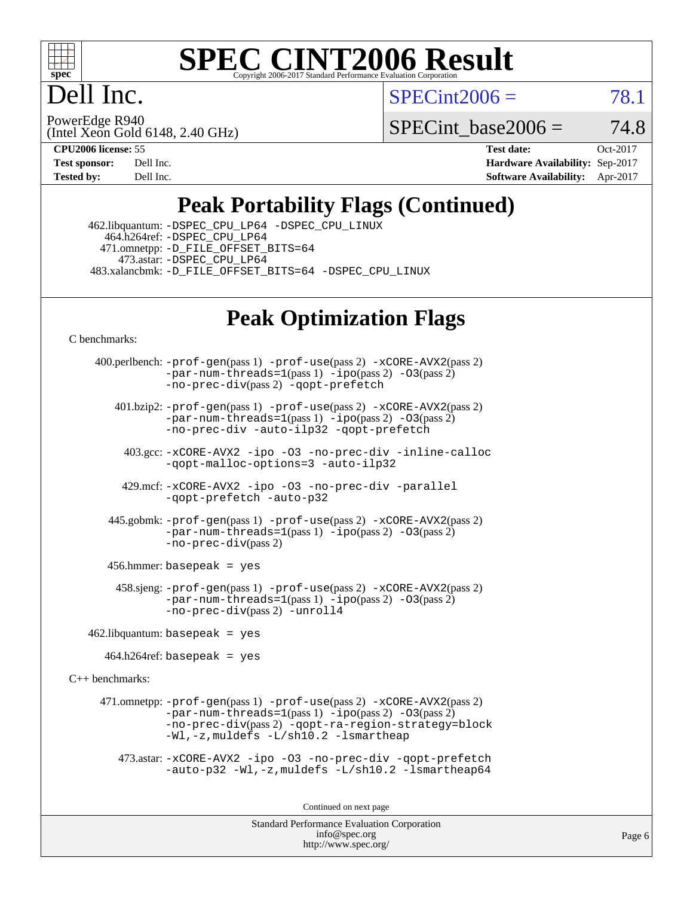# SPEC CINT2006 Result

Copyright 2006-2017 Standard Performance Evaluation Corporation

# Dell Inc.

PowerEdge R940
(Intel Xeon Gold 6148, 2.40 GHz)

SPECint2006 = 78.1

SPECint_base2006 = 74.8

| | | | |
|---|---|---|---|
| **CPU2006 license:** | 55 | **Test date:** | Oct-2017 |
| **Test sponsor:** | Dell Inc. | **Hardware Availability:** | Sep-2017 |
| **Tested by:** | Dell Inc. | **Software Availability:** | Apr-2017 |

## Peak Portability Flags (Continued)

462.libquantum: -DSPEC_CPU_LP64 -DSPEC_CPU_LINUX
464.h264ref: -DSPEC_CPU_LP64
471.omnetpp: -D_FILE_OFFSET_BITS=64
473.astar: -DSPEC_CPU_LP64
483.xalancbmk: -D_FILE_OFFSET_BITS=64 -DSPEC_CPU_LINUX

## Peak Optimization Flags

C benchmarks:

400.perlbench: -prof-gen(pass 1) -prof-use(pass 2) -xCORE-AVX2(pass 2) -par-num-threads=1(pass 1) -ipo(pass 2) -O3(pass 2) -no-prec-div(pass 2) -qopt-prefetch

401.bzip2: -prof-gen(pass 1) -prof-use(pass 2) -xCORE-AVX2(pass 2) -par-num-threads=1(pass 1) -ipo(pass 2) -O3(pass 2) -no-prec-div -auto-ilp32 -qopt-prefetch

403.gcc: -xCORE-AVX2 -ipo -O3 -no-prec-div -inline-calloc -qopt-malloc-options=3 -auto-ilp32

429.mcf: -xCORE-AVX2 -ipo -O3 -no-prec-div -parallel -qopt-prefetch -auto-p32

445.gobmk: -prof-gen(pass 1) -prof-use(pass 2) -xCORE-AVX2(pass 2) -par-num-threads=1(pass 1) -ipo(pass 2) -O3(pass 2) -no-prec-div(pass 2)

456.hmmer: basepeak = yes

458.sjeng: -prof-gen(pass 1) -prof-use(pass 2) -xCORE-AVX2(pass 2) -par-num-threads=1(pass 1) -ipo(pass 2) -O3(pass 2) -no-prec-div(pass 2) -unroll4

462.libquantum: basepeak = yes

464.h264ref: basepeak = yes

C++ benchmarks:

471.omnetpp: -prof-gen(pass 1) -prof-use(pass 2) -xCORE-AVX2(pass 2) -par-num-threads=1(pass 1) -ipo(pass 2) -O3(pass 2) -no-prec-div(pass 2) -qopt-ra-region-strategy=block -Wl,-z,muldefs -L/sh10.2 -lsmartheap

473.astar: -xCORE-AVX2 -ipo -O3 -no-prec-div -qopt-prefetch -auto-p32 -Wl,-z,muldefs -L/sh10.2 -lsmartheap64

Continued on next page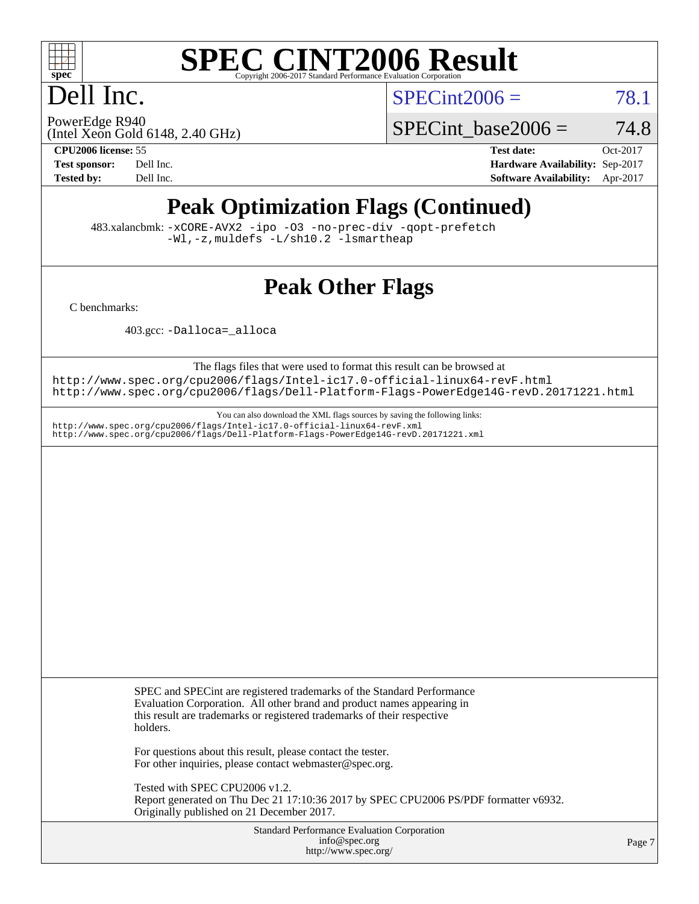# SPEC CINT2006 Result

Copyright 2006-2017 Standard Performance Evaluation Corporation

Dell Inc.

PowerEdge R940
(Intel Xeon Gold 6148, 2.40 GHz)

SPECint2006 = 78.1

SPECint_base2006 = 74.8

**CPU2006 license:** 55
**Test sponsor:** Dell Inc.
**Tested by:** Dell Inc.

**Test date:** Oct-2017
**Hardware Availability:** Sep-2017
**Software Availability:** Apr-2017

## Peak Optimization Flags (Continued)

483.xalancbmk: -xCORE-AVX2 -ipo -O3 -no-prec-div -qopt-prefetch -Wl,-z,muldefs -L/sh10.2 -lsmartheap

## Peak Other Flags

C benchmarks:

403.gcc: -Dalloca=_alloca

The flags files that were used to format this result can be browsed at
http://www.spec.org/cpu2006/flags/Intel-ic17.0-official-linux64-revF.html
http://www.spec.org/cpu2006/flags/Dell-Platform-Flags-PowerEdge14G-revD.20171221.html

You can also download the XML flags sources by saving the following links:
http://www.spec.org/cpu2006/flags/Intel-ic17.0-official-linux64-revF.xml
http://www.spec.org/cpu2006/flags/Dell-Platform-Flags-PowerEdge14G-revD.20171221.xml

SPEC and SPECint are registered trademarks of the Standard Performance Evaluation Corporation. All other brand and product names appearing in this result are trademarks or registered trademarks of their respective holders.

For questions about this result, please contact the tester.
For other inquiries, please contact webmaster@spec.org.

Tested with SPEC CPU2006 v1.2.
Report generated on Thu Dec 21 17:10:36 2017 by SPEC CPU2006 PS/PDF formatter v6932.
Originally published on 21 December 2017.

Standard Performance Evaluation Corporation
info@spec.org
http://www.spec.org/